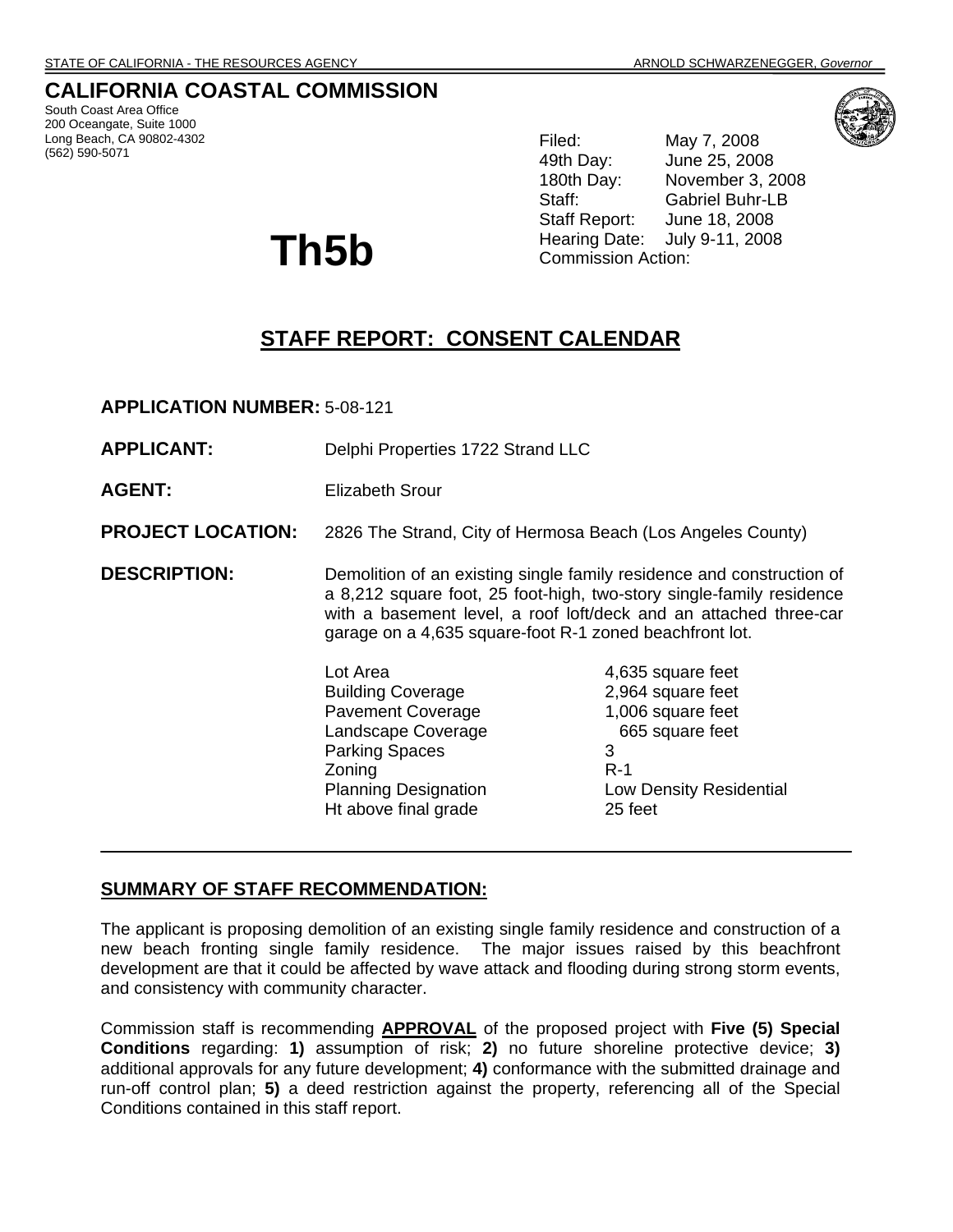STATE OF CALIFORNIA - THE RESOURCES AGENCY ARNOLD SCHWARZENEGGER, *Governor*

# CALIFORNIA COASTAL COMMISSION

South Coast Area Office
200 Oceangate, Suite 1000
Long Beach, CA 90802-4302
(562) 590-5071

Filed: May 7, 2008
49th Day: June 25, 2008
180th Day: November 3, 2008
Staff: Gabriel Buhr-LB
Staff Report: June 18, 2008
Hearing Date: July 9-11, 2008
Commission Action:

# Th5b

## STAFF REPORT: CONSENT CALENDAR

**APPLICATION NUMBER:** 5-08-121

**APPLICANT:** Delphi Properties 1722 Strand LLC

**AGENT:** Elizabeth Srour

**PROJECT LOCATION:** 2826 The Strand, City of Hermosa Beach (Los Angeles County)

**DESCRIPTION:** Demolition of an existing single family residence and construction of a 8,212 square foot, 25 foot-high, two-story single-family residence with a basement level, a roof loft/deck and an attached three-car garage on a 4,635 square-foot R-1 zoned beachfront lot.

| | |
|---|---|
| Lot Area | 4,635 square feet |
| Building Coverage | 2,964 square feet |
| Pavement Coverage | 1,006 square feet |
| Landscape Coverage | 665 square feet |
| Parking Spaces | 3 |
| Zoning | R-1 |
| Planning Designation | Low Density Residential |
| Ht above final grade | 25 feet |

---

## SUMMARY OF STAFF RECOMMENDATION:

The applicant is proposing demolition of an existing single family residence and construction of a new beach fronting single family residence. The major issues raised by this beachfront development are that it could be affected by wave attack and flooding during strong storm events, and consistency with community character.

Commission staff is recommending **APPROVAL** of the proposed project with **Five (5) Special Conditions** regarding: **1)** assumption of risk; **2)** no future shoreline protective device; **3)** additional approvals for any future development; **4)** conformance with the submitted drainage and run-off control plan; **5)** a deed restriction against the property, referencing all of the Special Conditions contained in this staff report.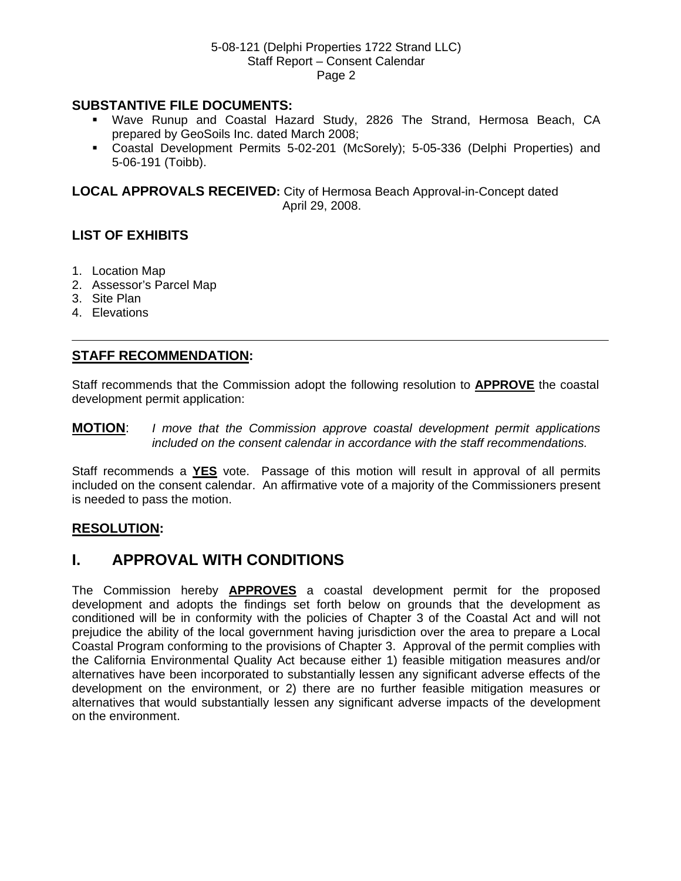**SUBSTANTIVE FILE DOCUMENTS:**

- Wave Runup and Coastal Hazard Study, 2826 The Strand, Hermosa Beach, CA prepared by GeoSoils Inc. dated March 2008;
- Coastal Development Permits 5-02-201 (McSorely); 5-05-336 (Delphi Properties) and 5-06-191 (Toibb).

**LOCAL APPROVALS RECEIVED:** City of Hermosa Beach Approval-in-Concept dated April 29, 2008.

**LIST OF EXHIBITS**

1. Location Map
2. Assessor's Parcel Map
3. Site Plan
4. Elevations

---

**STAFF RECOMMENDATION:**

Staff recommends that the Commission adopt the following resolution to **APPROVE** the coastal development permit application:

**MOTION**: *I move that the Commission approve coastal development permit applications included on the consent calendar in accordance with the staff recommendations.*

Staff recommends a **YES** vote. Passage of this motion will result in approval of all permits included on the consent calendar. An affirmative vote of a majority of the Commissioners present is needed to pass the motion.

**RESOLUTION:**

# I. APPROVAL WITH CONDITIONS

The Commission hereby **APPROVES** a coastal development permit for the proposed development and adopts the findings set forth below on grounds that the development as conditioned will be in conformity with the policies of Chapter 3 of the Coastal Act and will not prejudice the ability of the local government having jurisdiction over the area to prepare a Local Coastal Program conforming to the provisions of Chapter 3. Approval of the permit complies with the California Environmental Quality Act because either 1) feasible mitigation measures and/or alternatives have been incorporated to substantially lessen any significant adverse effects of the development on the environment, or 2) there are no further feasible mitigation measures or alternatives that would substantially lessen any significant adverse impacts of the development on the environment.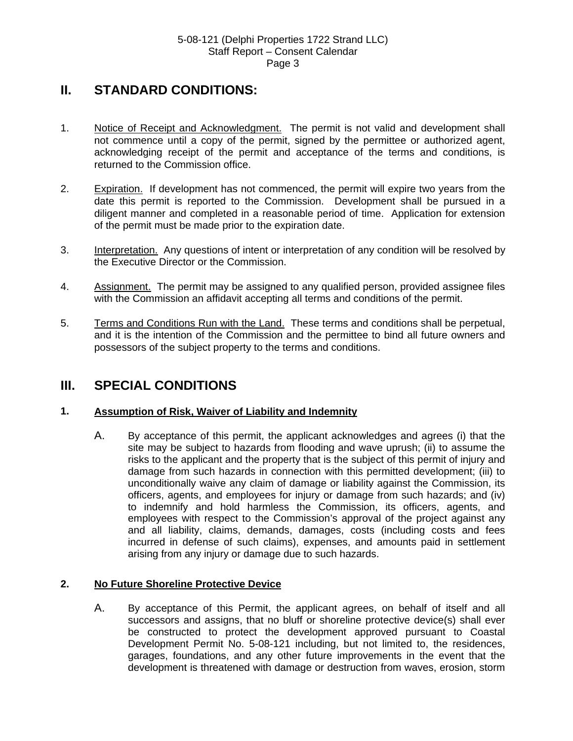## II. STANDARD CONDITIONS:

1. Notice of Receipt and Acknowledgment. The permit is not valid and development shall not commence until a copy of the permit, signed by the permittee or authorized agent, acknowledging receipt of the permit and acceptance of the terms and conditions, is returned to the Commission office.

2. Expiration. If development has not commenced, the permit will expire two years from the date this permit is reported to the Commission. Development shall be pursued in a diligent manner and completed in a reasonable period of time. Application for extension of the permit must be made prior to the expiration date.

3. Interpretation. Any questions of intent or interpretation of any condition will be resolved by the Executive Director or the Commission.

4. Assignment. The permit may be assigned to any qualified person, provided assignee files with the Commission an affidavit accepting all terms and conditions of the permit.

5. Terms and Conditions Run with the Land. These terms and conditions shall be perpetual, and it is the intention of the Commission and the permittee to bind all future owners and possessors of the subject property to the terms and conditions.

## III. SPECIAL CONDITIONS

### 1. Assumption of Risk, Waiver of Liability and Indemnity

A. By acceptance of this permit, the applicant acknowledges and agrees (i) that the site may be subject to hazards from flooding and wave uprush; (ii) to assume the risks to the applicant and the property that is the subject of this permit of injury and damage from such hazards in connection with this permitted development; (iii) to unconditionally waive any claim of damage or liability against the Commission, its officers, agents, and employees for injury or damage from such hazards; and (iv) to indemnify and hold harmless the Commission, its officers, agents, and employees with respect to the Commission's approval of the project against any and all liability, claims, demands, damages, costs (including costs and fees incurred in defense of such claims), expenses, and amounts paid in settlement arising from any injury or damage due to such hazards.

### 2. No Future Shoreline Protective Device

A. By acceptance of this Permit, the applicant agrees, on behalf of itself and all successors and assigns, that no bluff or shoreline protective device(s) shall ever be constructed to protect the development approved pursuant to Coastal Development Permit No. 5-08-121 including, but not limited to, the residences, garages, foundations, and any other future improvements in the event that the development is threatened with damage or destruction from waves, erosion, storm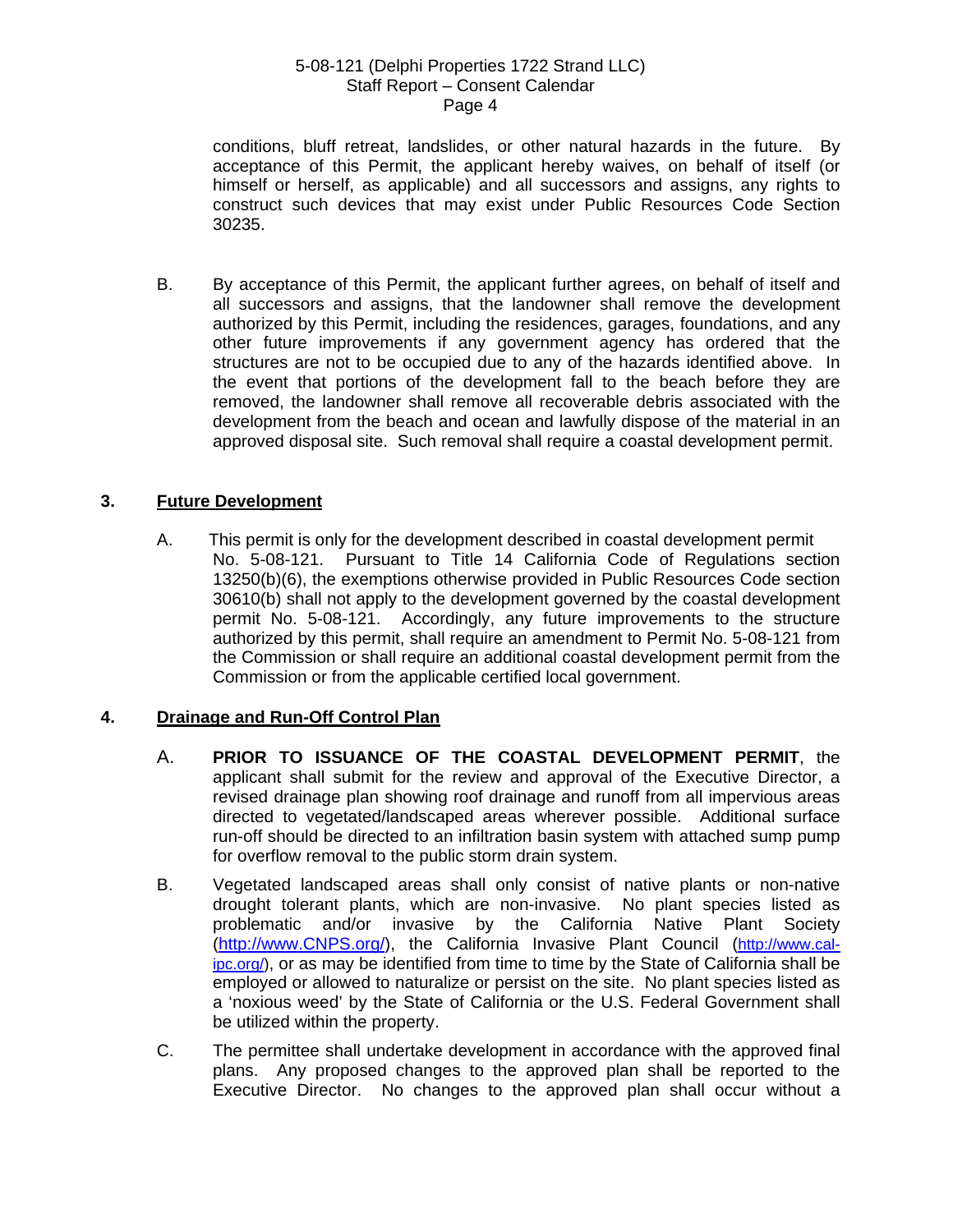conditions, bluff retreat, landslides, or other natural hazards in the future. By acceptance of this Permit, the applicant hereby waives, on behalf of itself (or himself or herself, as applicable) and all successors and assigns, any rights to construct such devices that may exist under Public Resources Code Section 30235.

B. By acceptance of this Permit, the applicant further agrees, on behalf of itself and all successors and assigns, that the landowner shall remove the development authorized by this Permit, including the residences, garages, foundations, and any other future improvements if any government agency has ordered that the structures are not to be occupied due to any of the hazards identified above. In the event that portions of the development fall to the beach before they are removed, the landowner shall remove all recoverable debris associated with the development from the beach and ocean and lawfully dispose of the material in an approved disposal site. Such removal shall require a coastal development permit.

**3. <u>Future Development</u>**

A. This permit is only for the development described in coastal development permit No. 5-08-121. Pursuant to Title 14 California Code of Regulations section 13250(b)(6), the exemptions otherwise provided in Public Resources Code section 30610(b) shall not apply to the development governed by the coastal development permit No. 5-08-121. Accordingly, any future improvements to the structure authorized by this permit, shall require an amendment to Permit No. 5-08-121 from the Commission or shall require an additional coastal development permit from the Commission or from the applicable certified local government.

**4. <u>Drainage and Run-Off Control Plan</u>**

A. **PRIOR TO ISSUANCE OF THE COASTAL DEVELOPMENT PERMIT**, the applicant shall submit for the review and approval of the Executive Director, a revised drainage plan showing roof drainage and runoff from all impervious areas directed to vegetated/landscaped areas wherever possible. Additional surface run-off should be directed to an infiltration basin system with attached sump pump for overflow removal to the public storm drain system.

B. Vegetated landscaped areas shall only consist of native plants or non-native drought tolerant plants, which are non-invasive. No plant species listed as problematic and/or invasive by the California Native Plant Society (http://www.CNPS.org/), the California Invasive Plant Council (http://www.cal-ipc.org/), or as may be identified from time to time by the State of California shall be employed or allowed to naturalize or persist on the site. No plant species listed as a 'noxious weed' by the State of California or the U.S. Federal Government shall be utilized within the property.

C. The permittee shall undertake development in accordance with the approved final plans. Any proposed changes to the approved plan shall be reported to the Executive Director. No changes to the approved plan shall occur without a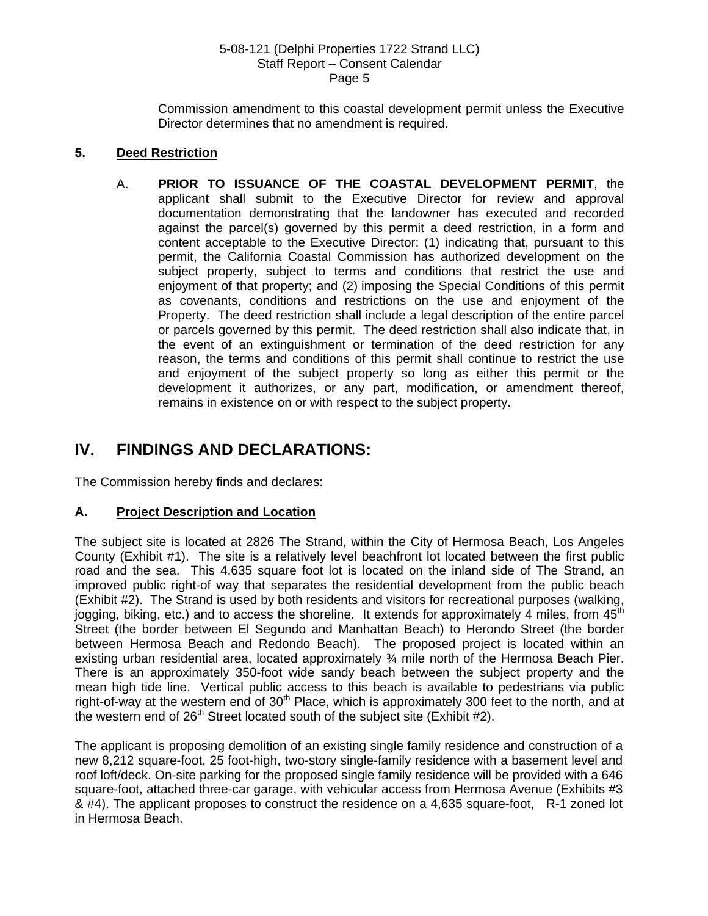Commission amendment to this coastal development permit unless the Executive Director determines that no amendment is required.

### 5. Deed Restriction

A. **PRIOR TO ISSUANCE OF THE COASTAL DEVELOPMENT PERMIT**, the applicant shall submit to the Executive Director for review and approval documentation demonstrating that the landowner has executed and recorded against the parcel(s) governed by this permit a deed restriction, in a form and content acceptable to the Executive Director: (1) indicating that, pursuant to this permit, the California Coastal Commission has authorized development on the subject property, subject to terms and conditions that restrict the use and enjoyment of that property; and (2) imposing the Special Conditions of this permit as covenants, conditions and restrictions on the use and enjoyment of the Property. The deed restriction shall include a legal description of the entire parcel or parcels governed by this permit. The deed restriction shall also indicate that, in the event of an extinguishment or termination of the deed restriction for any reason, the terms and conditions of this permit shall continue to restrict the use and enjoyment of the subject property so long as either this permit or the development it authorizes, or any part, modification, or amendment thereof, remains in existence on or with respect to the subject property.

## IV. FINDINGS AND DECLARATIONS:

The Commission hereby finds and declares:

### A. Project Description and Location

The subject site is located at 2826 The Strand, within the City of Hermosa Beach, Los Angeles County (Exhibit #1). The site is a relatively level beachfront lot located between the first public road and the sea. This 4,635 square foot lot is located on the inland side of The Strand, an improved public right-of way that separates the residential development from the public beach (Exhibit #2). The Strand is used by both residents and visitors for recreational purposes (walking, jogging, biking, etc.) and to access the shoreline. It extends for approximately 4 miles, from 45th Street (the border between El Segundo and Manhattan Beach) to Herondo Street (the border between Hermosa Beach and Redondo Beach). The proposed project is located within an existing urban residential area, located approximately ¾ mile north of the Hermosa Beach Pier. There is an approximately 350-foot wide sandy beach between the subject property and the mean high tide line. Vertical public access to this beach is available to pedestrians via public right-of-way at the western end of 30th Place, which is approximately 300 feet to the north, and at the western end of 26th Street located south of the subject site (Exhibit #2).

The applicant is proposing demolition of an existing single family residence and construction of a new 8,212 square-foot, 25 foot-high, two-story single-family residence with a basement level and roof loft/deck. On-site parking for the proposed single family residence will be provided with a 646 square-foot, attached three-car garage, with vehicular access from Hermosa Avenue (Exhibits #3 & #4). The applicant proposes to construct the residence on a 4,635 square-foot, R-1 zoned lot in Hermosa Beach.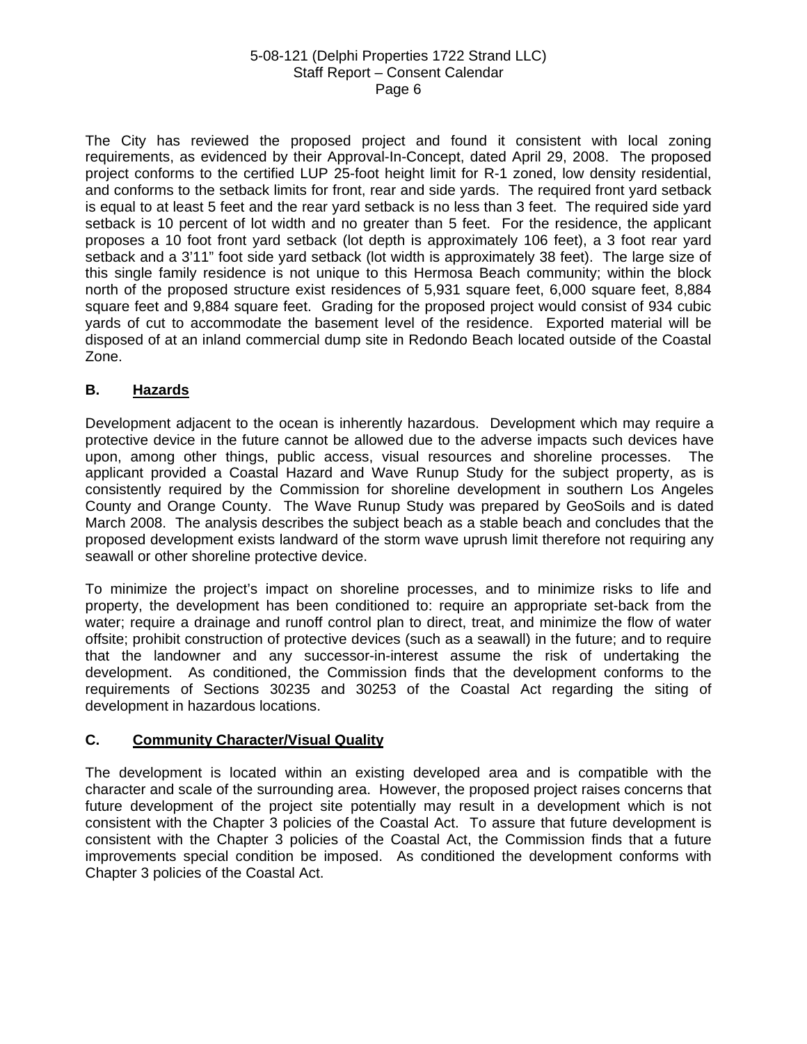The City has reviewed the proposed project and found it consistent with local zoning requirements, as evidenced by their Approval-In-Concept, dated April 29, 2008. The proposed project conforms to the certified LUP 25-foot height limit for R-1 zoned, low density residential, and conforms to the setback limits for front, rear and side yards. The required front yard setback is equal to at least 5 feet and the rear yard setback is no less than 3 feet. The required side yard setback is 10 percent of lot width and no greater than 5 feet. For the residence, the applicant proposes a 10 foot front yard setback (lot depth is approximately 106 feet), a 3 foot rear yard setback and a 3'11" foot side yard setback (lot width is approximately 38 feet). The large size of this single family residence is not unique to this Hermosa Beach community; within the block north of the proposed structure exist residences of 5,931 square feet, 6,000 square feet, 8,884 square feet and 9,884 square feet. Grading for the proposed project would consist of 934 cubic yards of cut to accommodate the basement level of the residence. Exported material will be disposed of at an inland commercial dump site in Redondo Beach located outside of the Coastal Zone.

## B. <u>Hazards</u>

Development adjacent to the ocean is inherently hazardous. Development which may require a protective device in the future cannot be allowed due to the adverse impacts such devices have upon, among other things, public access, visual resources and shoreline processes. The applicant provided a Coastal Hazard and Wave Runup Study for the subject property, as is consistently required by the Commission for shoreline development in southern Los Angeles County and Orange County. The Wave Runup Study was prepared by GeoSoils and is dated March 2008. The analysis describes the subject beach as a stable beach and concludes that the proposed development exists landward of the storm wave uprush limit therefore not requiring any seawall or other shoreline protective device.

To minimize the project's impact on shoreline processes, and to minimize risks to life and property, the development has been conditioned to: require an appropriate set-back from the water; require a drainage and runoff control plan to direct, treat, and minimize the flow of water offsite; prohibit construction of protective devices (such as a seawall) in the future; and to require that the landowner and any successor-in-interest assume the risk of undertaking the development. As conditioned, the Commission finds that the development conforms to the requirements of Sections 30235 and 30253 of the Coastal Act regarding the siting of development in hazardous locations.

## C. <u>Community Character/Visual Quality</u>

The development is located within an existing developed area and is compatible with the character and scale of the surrounding area. However, the proposed project raises concerns that future development of the project site potentially may result in a development which is not consistent with the Chapter 3 policies of the Coastal Act. To assure that future development is consistent with the Chapter 3 policies of the Coastal Act, the Commission finds that a future improvements special condition be imposed. As conditioned the development conforms with Chapter 3 policies of the Coastal Act.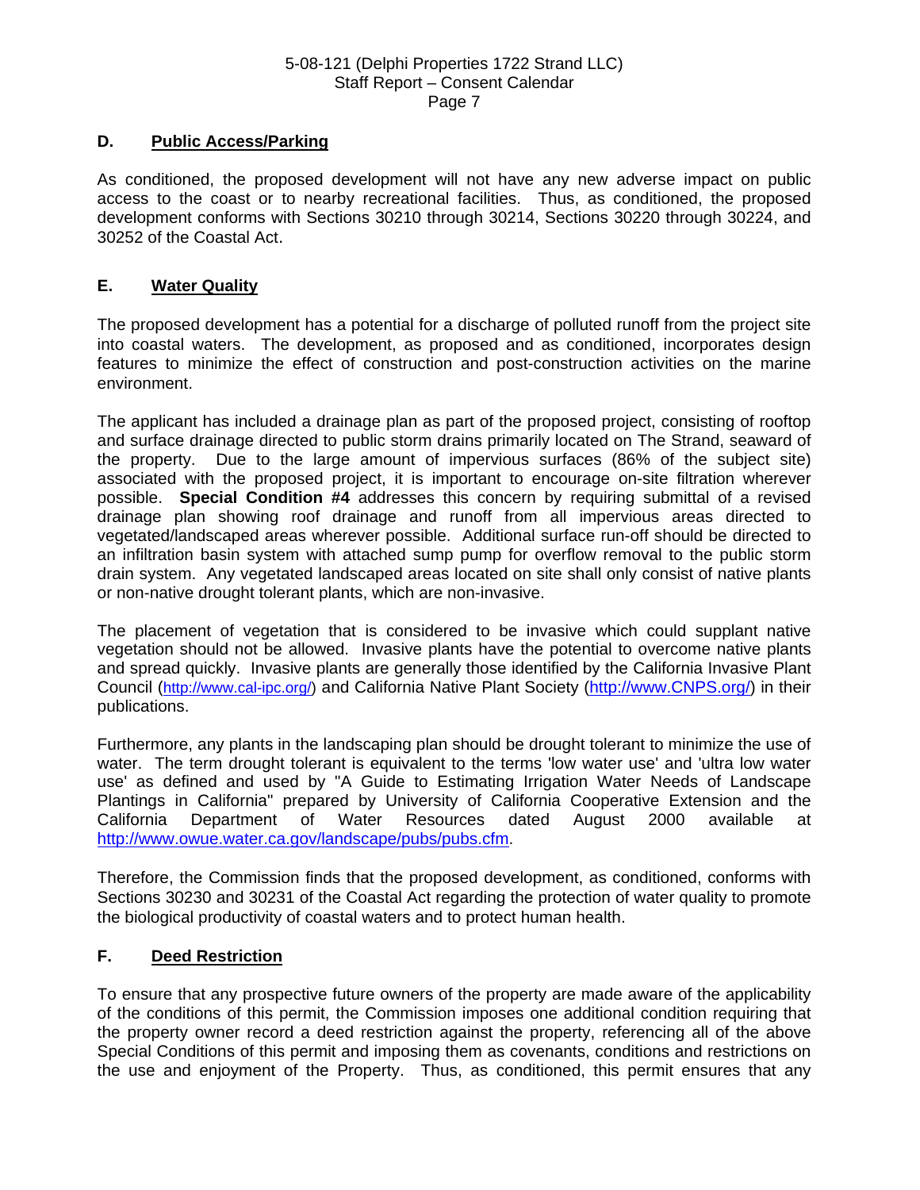## D. Public Access/Parking

As conditioned, the proposed development will not have any new adverse impact on public access to the coast or to nearby recreational facilities. Thus, as conditioned, the proposed development conforms with Sections 30210 through 30214, Sections 30220 through 30224, and 30252 of the Coastal Act.

## E. Water Quality

The proposed development has a potential for a discharge of polluted runoff from the project site into coastal waters. The development, as proposed and as conditioned, incorporates design features to minimize the effect of construction and post-construction activities on the marine environment.

The applicant has included a drainage plan as part of the proposed project, consisting of rooftop and surface drainage directed to public storm drains primarily located on The Strand, seaward of the property. Due to the large amount of impervious surfaces (86% of the subject site) associated with the proposed project, it is important to encourage on-site filtration wherever possible. **Special Condition #4** addresses this concern by requiring submittal of a revised drainage plan showing roof drainage and runoff from all impervious areas directed to vegetated/landscaped areas wherever possible. Additional surface run-off should be directed to an infiltration basin system with attached sump pump for overflow removal to the public storm drain system. Any vegetated landscaped areas located on site shall only consist of native plants or non-native drought tolerant plants, which are non-invasive.

The placement of vegetation that is considered to be invasive which could supplant native vegetation should not be allowed. Invasive plants have the potential to overcome native plants and spread quickly. Invasive plants are generally those identified by the California Invasive Plant Council (http://www.cal-ipc.org/) and California Native Plant Society (http://www.CNPS.org/) in their publications.

Furthermore, any plants in the landscaping plan should be drought tolerant to minimize the use of water. The term drought tolerant is equivalent to the terms 'low water use' and 'ultra low water use' as defined and used by "A Guide to Estimating Irrigation Water Needs of Landscape Plantings in California" prepared by University of California Cooperative Extension and the California Department of Water Resources dated August 2000 available at http://www.owue.water.ca.gov/landscape/pubs/pubs.cfm.

Therefore, the Commission finds that the proposed development, as conditioned, conforms with Sections 30230 and 30231 of the Coastal Act regarding the protection of water quality to promote the biological productivity of coastal waters and to protect human health.

## F. Deed Restriction

To ensure that any prospective future owners of the property are made aware of the applicability of the conditions of this permit, the Commission imposes one additional condition requiring that the property owner record a deed restriction against the property, referencing all of the above Special Conditions of this permit and imposing them as covenants, conditions and restrictions on the use and enjoyment of the Property. Thus, as conditioned, this permit ensures that any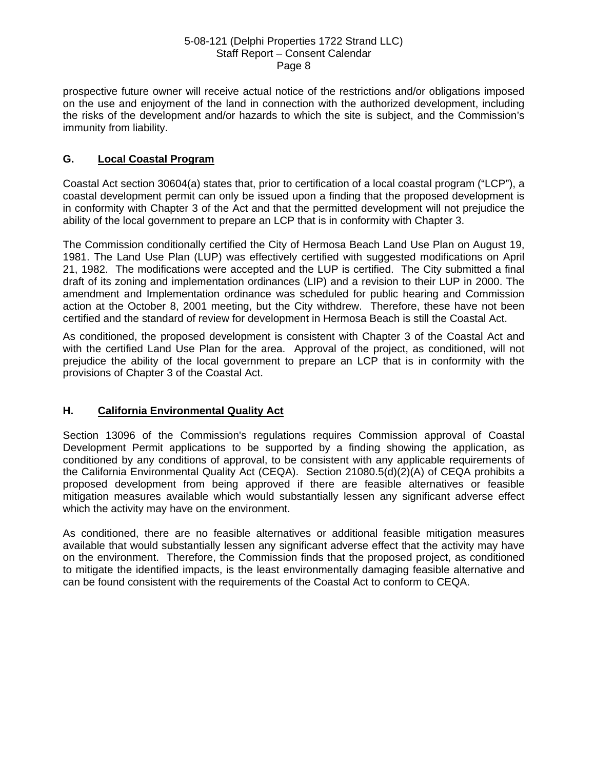prospective future owner will receive actual notice of the restrictions and/or obligations imposed on the use and enjoyment of the land in connection with the authorized development, including the risks of the development and/or hazards to which the site is subject, and the Commission's immunity from liability.

## G. Local Coastal Program

Coastal Act section 30604(a) states that, prior to certification of a local coastal program ("LCP"), a coastal development permit can only be issued upon a finding that the proposed development is in conformity with Chapter 3 of the Act and that the permitted development will not prejudice the ability of the local government to prepare an LCP that is in conformity with Chapter 3.

The Commission conditionally certified the City of Hermosa Beach Land Use Plan on August 19, 1981. The Land Use Plan (LUP) was effectively certified with suggested modifications on April 21, 1982. The modifications were accepted and the LUP is certified. The City submitted a final draft of its zoning and implementation ordinances (LIP) and a revision to their LUP in 2000. The amendment and Implementation ordinance was scheduled for public hearing and Commission action at the October 8, 2001 meeting, but the City withdrew. Therefore, these have not been certified and the standard of review for development in Hermosa Beach is still the Coastal Act.

As conditioned, the proposed development is consistent with Chapter 3 of the Coastal Act and with the certified Land Use Plan for the area. Approval of the project, as conditioned, will not prejudice the ability of the local government to prepare an LCP that is in conformity with the provisions of Chapter 3 of the Coastal Act.

## H. California Environmental Quality Act

Section 13096 of the Commission's regulations requires Commission approval of Coastal Development Permit applications to be supported by a finding showing the application, as conditioned by any conditions of approval, to be consistent with any applicable requirements of the California Environmental Quality Act (CEQA). Section 21080.5(d)(2)(A) of CEQA prohibits a proposed development from being approved if there are feasible alternatives or feasible mitigation measures available which would substantially lessen any significant adverse effect which the activity may have on the environment.

As conditioned, there are no feasible alternatives or additional feasible mitigation measures available that would substantially lessen any significant adverse effect that the activity may have on the environment. Therefore, the Commission finds that the proposed project, as conditioned to mitigate the identified impacts, is the least environmentally damaging feasible alternative and can be found consistent with the requirements of the Coastal Act to conform to CEQA.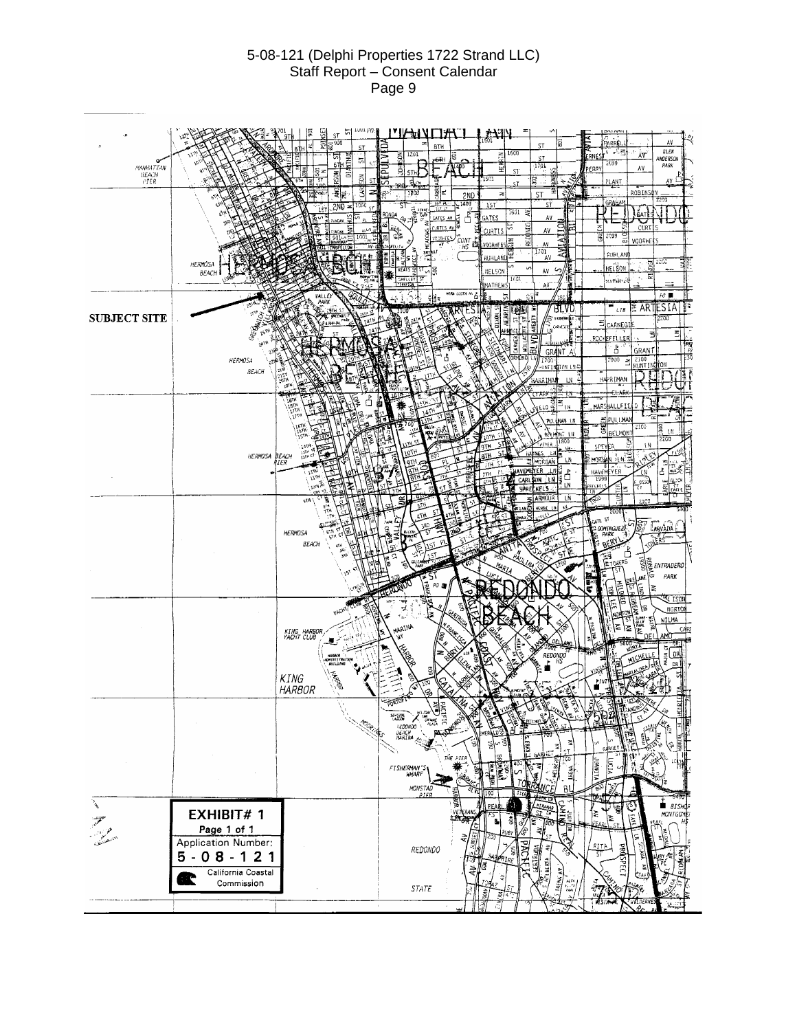**SUBJECT SITE**

**EXHIBIT# 1**

Page 1 of 1

Application Number:

**5-08-121**

California Coastal Commission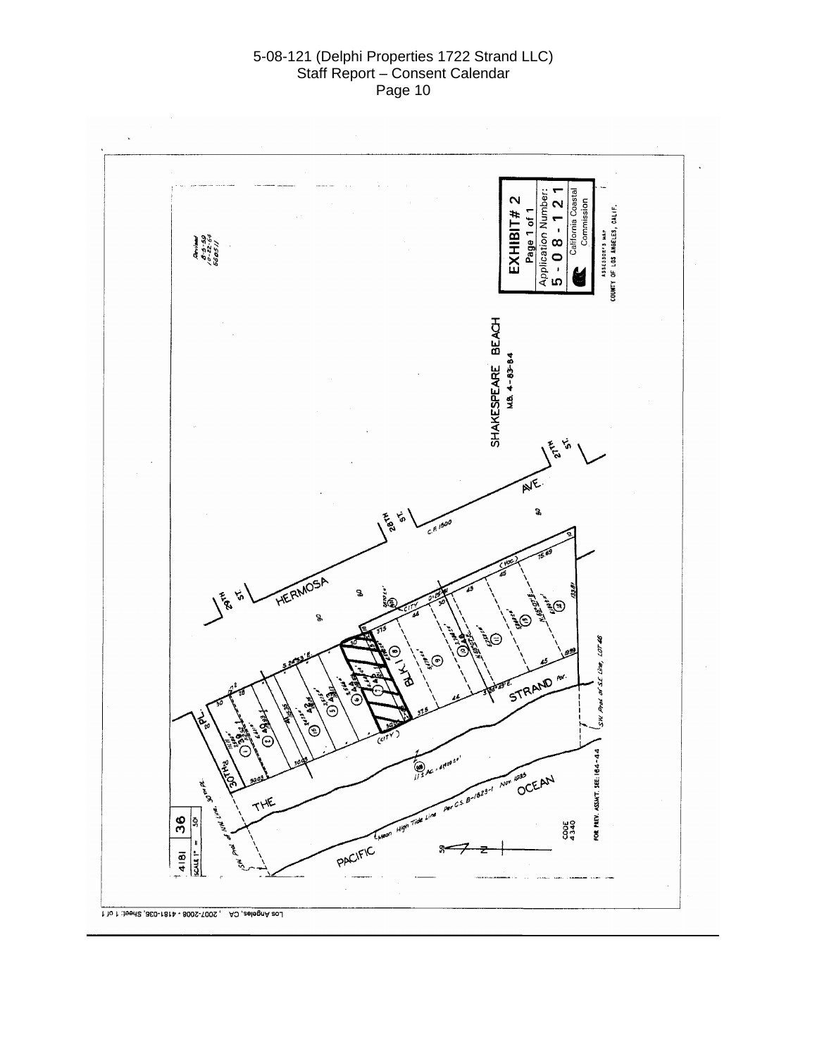EXHIBIT # 2

Page 1 of 1

Application Number:

5-08-121

California Coastal Commission

ASSESSOR'S MAP
COUNTY OF LOS ANGELES, CALIF.

Revised
8-5-59
10-22-64
660511

SHAKESPEARE BEACH
M.B. 4-83-84

HERMOSA AVE.

29TH ST.

28TH ST.

27TH ST.

30TH PL.

THE STRAND

PACIFIC OCEAN

BLK. 18

Mean High Tide Line Per C.S. B-1823-1 Nov. 1935

4181 | 36

SCALE 1" = 50'

CODE
4340

FOR PREV. ASSMT. SEE: 164-44

Los Angeles, CA , 2007-2008 - 4181-036, Sheet: 1 of 1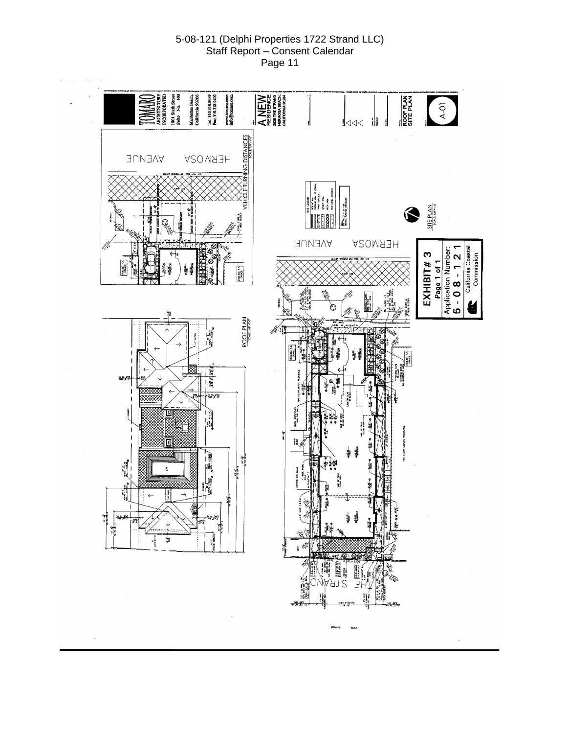TOMARO ARCHITECTURE INCORPORATED
1001 Sixth Street Suite No. 100
Manhattan Beach, California 90266
Tel: 310.318.8089
Fax: 310.318.9400
www.tomaro.com
info@tomaro.com

A NEW RESIDENCE
2520 THE STRAND
HERMOSA BEACH, CALIFORNIA 90254

ROOF PLAN
SITE PLAN

A-01

VEHICLE TURNING DISTANCES
SCALE: 1/8"=1'-0"

HERMOSA AVENUE

ROOF PLAN
SCALE: 1/8"=1'-0"

SITE PLAN
SCALE: 1/8"=1'-0"

HERMOSA AVENUE

THE STRAND

**EXHIBIT # 3**
Page 1 of 1
Application Number:
**5-08-121**
California Coastal Commission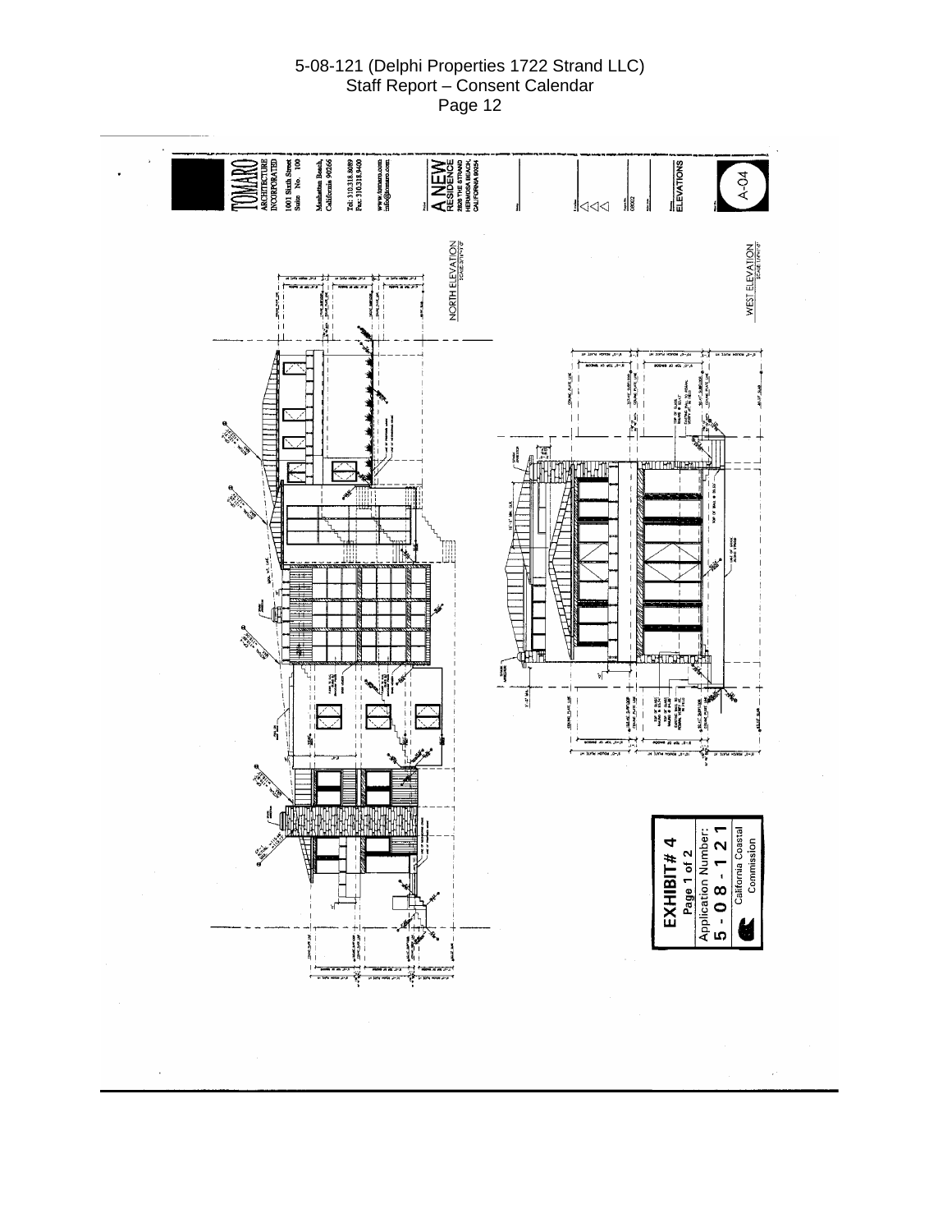TOMARO
ARCHITECTURE INCORPORATED

1001 Sixth Street Suite No. 100

Manhattan Beach, California 90266

Tel: 310.318.8089
Fax: 310.318.9400

www.tomaro.com
info@tomaro.com

A NEW RESIDENCE
2808 THE STRAND
HERMOSA BEACH, CALIFORNIA 90254

08002

ELEVATIONS

A-04

NORTH ELEVATION
SCALE: 3/16"=1'-0"

WEST ELEVATION
SCALE: 1/4"=1'-0"

**EXHIBIT # 4**
Page 1 of 2

Application Number:
5 - 0 8 - 1 2 1

California Coastal Commission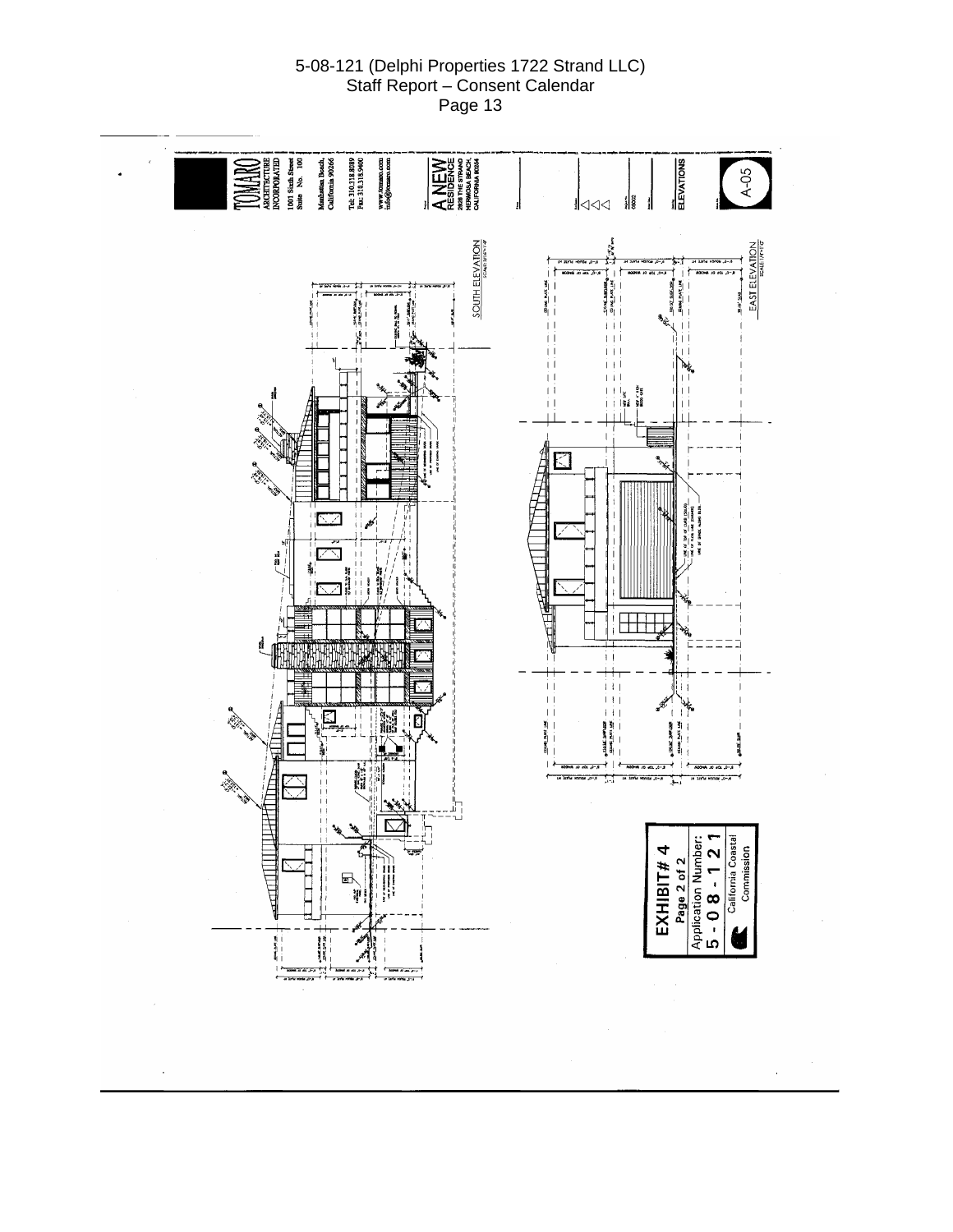TOMARO
ARCHITECTURE
INCORPORATED
1001 Sixth Street
Suite No. 100
Manhattan Beach,
California 90266
Tel: 310.318.8089
Fax: 310.318.9400
www.tomaro.com
info@tomaro.com

A NEW
RESIDENCE
2808 THE STRAND
HERMOSA BEACH,
CALIFORNIA 90254

08002

ELEVATIONS

A-05

SOUTH ELEVATION

EAST ELEVATION

**EXHIBIT # 4**
**Page 2 of 2**
Application Number:
**5 - 0 8 - 1 2 1**
California Coastal Commission